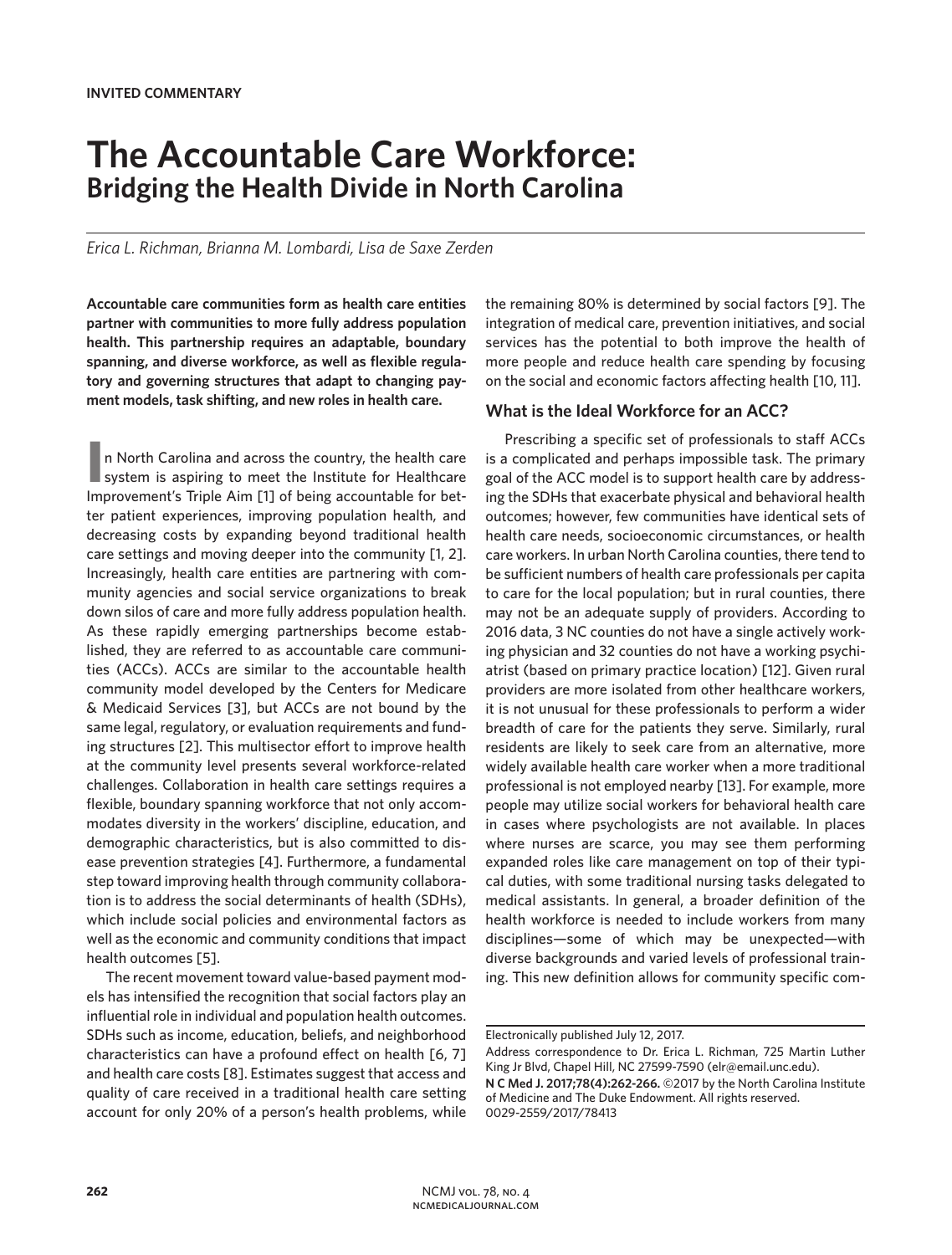**INVITED COMMENTARY**

# The Accountable Care Workforce:
## Bridging the Health Divide in North Carolina

*Erica L. Richman, Brianna M. Lombardi, Lisa de Saxe Zerden*

**Accountable care communities form as health care entities partner with communities to more fully address population health. This partnership requires an adaptable, boundary spanning, and diverse workforce, as well as flexible regulatory and governing structures that adapt to changing payment models, task shifting, and new roles in health care.**

In North Carolina and across the country, the health care system is aspiring to meet the Institute for Healthcare Improvement's Triple Aim [1] of being accountable for better patient experiences, improving population health, and decreasing costs by expanding beyond traditional health care settings and moving deeper into the community [1, 2]. Increasingly, health care entities are partnering with community agencies and social service organizations to break down silos of care and more fully address population health. As these rapidly emerging partnerships become established, they are referred to as accountable care communities (ACCs). ACCs are similar to the accountable health community model developed by the Centers for Medicare & Medicaid Services [3], but ACCs are not bound by the same legal, regulatory, or evaluation requirements and funding structures [2]. This multisector effort to improve health at the community level presents several workforce-related challenges. Collaboration in health care settings requires a flexible, boundary spanning workforce that not only accommodates diversity in the workers' discipline, education, and demographic characteristics, but is also committed to disease prevention strategies [4]. Furthermore, a fundamental step toward improving health through community collaboration is to address the social determinants of health (SDHs), which include social policies and environmental factors as well as the economic and community conditions that impact health outcomes [5].

The recent movement toward value-based payment models has intensified the recognition that social factors play an influential role in individual and population health outcomes. SDHs such as income, education, beliefs, and neighborhood characteristics can have a profound effect on health [6, 7] and health care costs [8]. Estimates suggest that access and quality of care received in a traditional health care setting account for only 20% of a person's health problems, while the remaining 80% is determined by social factors [9]. The integration of medical care, prevention initiatives, and social services has the potential to both improve the health of more people and reduce health care spending by focusing on the social and economic factors affecting health [10, 11].

### What is the Ideal Workforce for an ACC?

Prescribing a specific set of professionals to staff ACCs is a complicated and perhaps impossible task. The primary goal of the ACC model is to support health care by addressing the SDHs that exacerbate physical and behavioral health outcomes; however, few communities have identical sets of health care needs, socioeconomic circumstances, or health care workers. In urban North Carolina counties, there tend to be sufficient numbers of health care professionals per capita to care for the local population; but in rural counties, there may not be an adequate supply of providers. According to 2016 data, 3 NC counties do not have a single actively working physician and 32 counties do not have a working psychiatrist (based on primary practice location) [12]. Given rural providers are more isolated from other healthcare workers, it is not unusual for these professionals to perform a wider breadth of care for the patients they serve. Similarly, rural residents are likely to seek care from an alternative, more widely available health care worker when a more traditional professional is not employed nearby [13]. For example, more people may utilize social workers for behavioral health care in cases where psychologists are not available. In places where nurses are scarce, you may see them performing expanded roles like care management on top of their typical duties, with some traditional nursing tasks delegated to medical assistants. In general, a broader definition of the health workforce is needed to include workers from many disciplines—some of which may be unexpected—with diverse backgrounds and varied levels of professional training. This new definition allows for community specific com-

---

Electronically published July 12, 2017.

Address correspondence to Dr. Erica L. Richman, 725 Martin Luther King Jr Blvd, Chapel Hill, NC 27599-7590 (elr@email.unc.edu).

**N C Med J. 2017;78(4):262-266.** ©2017 by the North Carolina Institute of Medicine and The Duke Endowment. All rights reserved. 0029-2559/2017/78413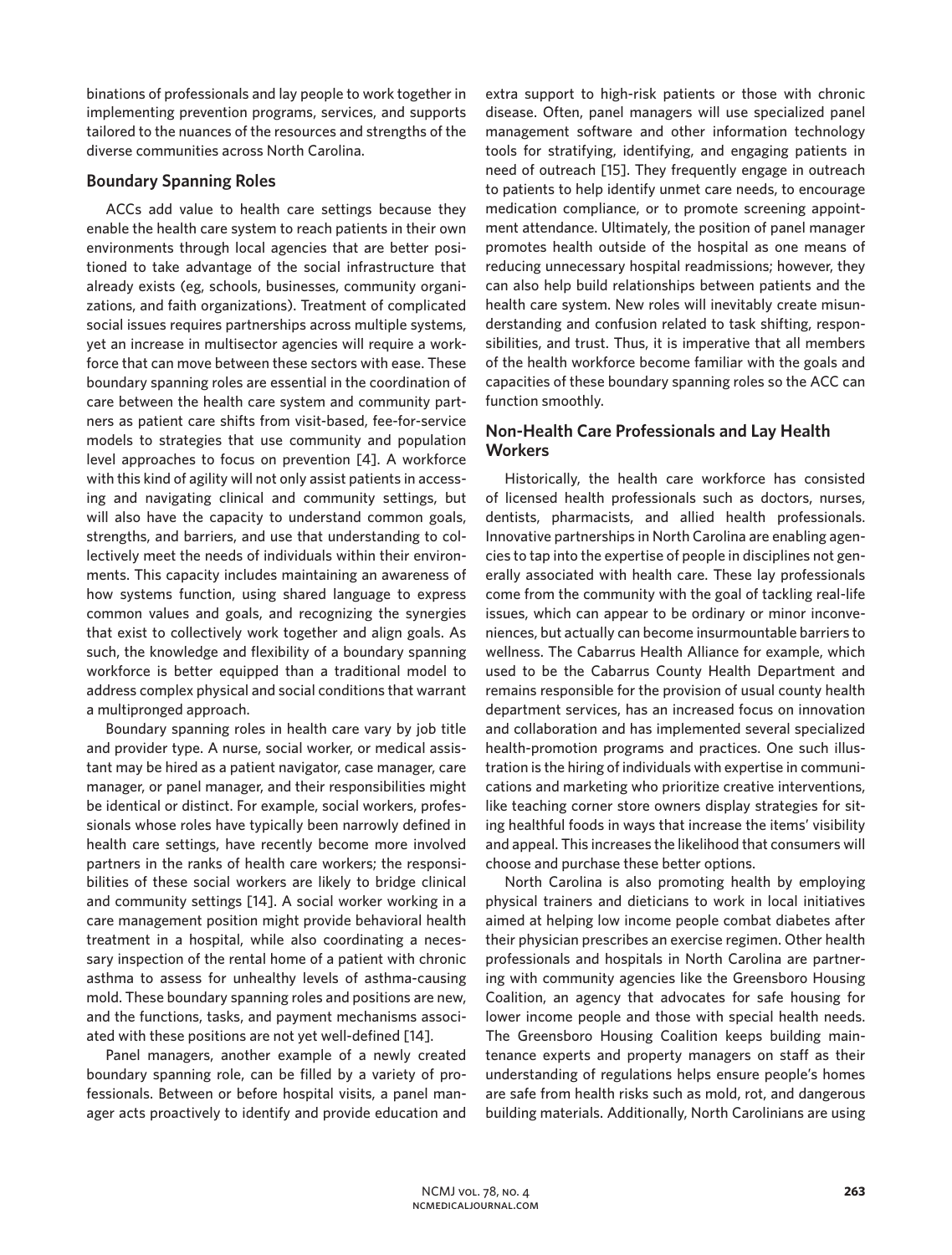binations of professionals and lay people to work together in implementing prevention programs, services, and supports tailored to the nuances of the resources and strengths of the diverse communities across North Carolina.

## Boundary Spanning Roles

ACCs add value to health care settings because they enable the health care system to reach patients in their own environments through local agencies that are better positioned to take advantage of the social infrastructure that already exists (eg, schools, businesses, community organizations, and faith organizations). Treatment of complicated social issues requires partnerships across multiple systems, yet an increase in multisector agencies will require a workforce that can move between these sectors with ease. These boundary spanning roles are essential in the coordination of care between the health care system and community partners as patient care shifts from visit-based, fee-for-service models to strategies that use community and population level approaches to focus on prevention [4]. A workforce with this kind of agility will not only assist patients in accessing and navigating clinical and community settings, but will also have the capacity to understand common goals, strengths, and barriers, and use that understanding to collectively meet the needs of individuals within their environments. This capacity includes maintaining an awareness of how systems function, using shared language to express common values and goals, and recognizing the synergies that exist to collectively work together and align goals. As such, the knowledge and flexibility of a boundary spanning workforce is better equipped than a traditional model to address complex physical and social conditions that warrant a multipronged approach.

Boundary spanning roles in health care vary by job title and provider type. A nurse, social worker, or medical assistant may be hired as a patient navigator, case manager, care manager, or panel manager, and their responsibilities might be identical or distinct. For example, social workers, professionals whose roles have typically been narrowly defined in health care settings, have recently become more involved partners in the ranks of health care workers; the responsibilities of these social workers are likely to bridge clinical and community settings [14]. A social worker working in a care management position might provide behavioral health treatment in a hospital, while also coordinating a necessary inspection of the rental home of a patient with chronic asthma to assess for unhealthy levels of asthma-causing mold. These boundary spanning roles and positions are new, and the functions, tasks, and payment mechanisms associated with these positions are not yet well-defined [14].

Panel managers, another example of a newly created boundary spanning role, can be filled by a variety of professionals. Between or before hospital visits, a panel manager acts proactively to identify and provide education and extra support to high-risk patients or those with chronic disease. Often, panel managers will use specialized panel management software and other information technology tools for stratifying, identifying, and engaging patients in need of outreach [15]. They frequently engage in outreach to patients to help identify unmet care needs, to encourage medication compliance, or to promote screening appointment attendance. Ultimately, the position of panel manager promotes health outside of the hospital as one means of reducing unnecessary hospital readmissions; however, they can also help build relationships between patients and the health care system. New roles will inevitably create misunderstanding and confusion related to task shifting, responsibilities, and trust. Thus, it is imperative that all members of the health workforce become familiar with the goals and capacities of these boundary spanning roles so the ACC can function smoothly.

## Non-Health Care Professionals and Lay Health Workers

Historically, the health care workforce has consisted of licensed health professionals such as doctors, nurses, dentists, pharmacists, and allied health professionals. Innovative partnerships in North Carolina are enabling agencies to tap into the expertise of people in disciplines not generally associated with health care. These lay professionals come from the community with the goal of tackling real-life issues, which can appear to be ordinary or minor inconveniences, but actually can become insurmountable barriers to wellness. The Cabarrus Health Alliance for example, which used to be the Cabarrus County Health Department and remains responsible for the provision of usual county health department services, has an increased focus on innovation and collaboration and has implemented several specialized health-promotion programs and practices. One such illustration is the hiring of individuals with expertise in communications and marketing who prioritize creative interventions, like teaching corner store owners display strategies for siting healthful foods in ways that increase the items' visibility and appeal. This increases the likelihood that consumers will choose and purchase these better options.

North Carolina is also promoting health by employing physical trainers and dieticians to work in local initiatives aimed at helping low income people combat diabetes after their physician prescribes an exercise regimen. Other health professionals and hospitals in North Carolina are partnering with community agencies like the Greensboro Housing Coalition, an agency that advocates for safe housing for lower income people and those with special health needs. The Greensboro Housing Coalition keeps building maintenance experts and property managers on staff as their understanding of regulations helps ensure people's homes are safe from health risks such as mold, rot, and dangerous building materials. Additionally, North Carolinians are using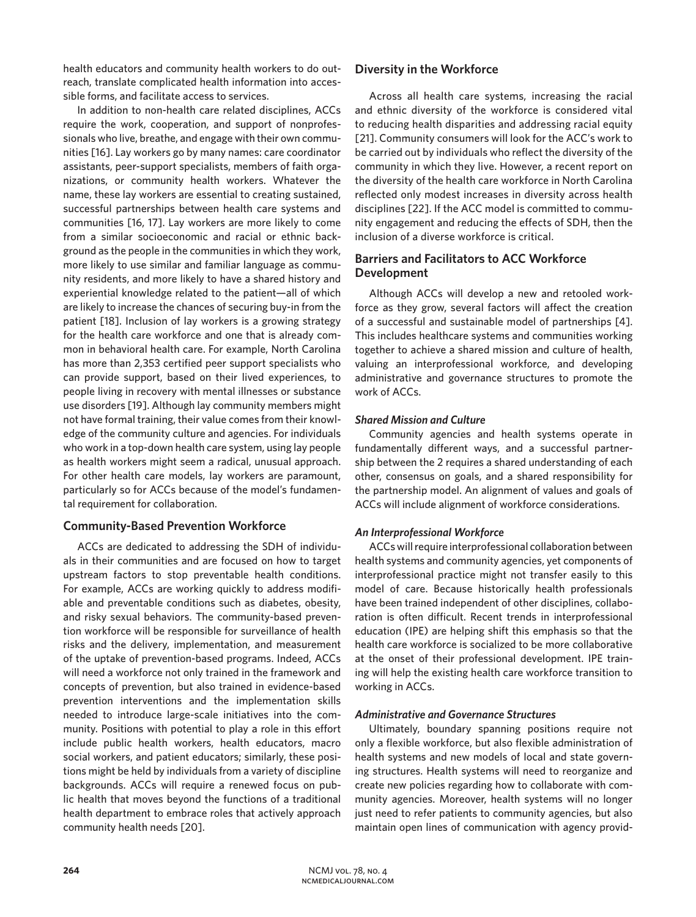health educators and community health workers to do outreach, translate complicated health information into accessible forms, and facilitate access to services.

In addition to non-health care related disciplines, ACCs require the work, cooperation, and support of nonprofessionals who live, breathe, and engage with their own communities [16]. Lay workers go by many names: care coordinator assistants, peer-support specialists, members of faith organizations, or community health workers. Whatever the name, these lay workers are essential to creating sustained, successful partnerships between health care systems and communities [16, 17]. Lay workers are more likely to come from a similar socioeconomic and racial or ethnic background as the people in the communities in which they work, more likely to use similar and familiar language as community residents, and more likely to have a shared history and experiential knowledge related to the patient—all of which are likely to increase the chances of securing buy-in from the patient [18]. Inclusion of lay workers is a growing strategy for the health care workforce and one that is already common in behavioral health care. For example, North Carolina has more than 2,353 certified peer support specialists who can provide support, based on their lived experiences, to people living in recovery with mental illnesses or substance use disorders [19]. Although lay community members might not have formal training, their value comes from their knowledge of the community culture and agencies. For individuals who work in a top-down health care system, using lay people as health workers might seem a radical, unusual approach. For other health care models, lay workers are paramount, particularly so for ACCs because of the model's fundamental requirement for collaboration.

## Community-Based Prevention Workforce

ACCs are dedicated to addressing the SDH of individuals in their communities and are focused on how to target upstream factors to stop preventable health conditions. For example, ACCs are working quickly to address modifiable and preventable conditions such as diabetes, obesity, and risky sexual behaviors. The community-based prevention workforce will be responsible for surveillance of health risks and the delivery, implementation, and measurement of the uptake of prevention-based programs. Indeed, ACCs will need a workforce not only trained in the framework and concepts of prevention, but also trained in evidence-based prevention interventions and the implementation skills needed to introduce large-scale initiatives into the community. Positions with potential to play a role in this effort include public health workers, health educators, macro social workers, and patient educators; similarly, these positions might be held by individuals from a variety of discipline backgrounds. ACCs will require a renewed focus on public health that moves beyond the functions of a traditional health department to embrace roles that actively approach community health needs [20].

## Diversity in the Workforce

Across all health care systems, increasing the racial and ethnic diversity of the workforce is considered vital to reducing health disparities and addressing racial equity [21]. Community consumers will look for the ACC's work to be carried out by individuals who reflect the diversity of the community in which they live. However, a recent report on the diversity of the health care workforce in North Carolina reflected only modest increases in diversity across health disciplines [22]. If the ACC model is committed to community engagement and reducing the effects of SDH, then the inclusion of a diverse workforce is critical.

## Barriers and Facilitators to ACC Workforce Development

Although ACCs will develop a new and retooled workforce as they grow, several factors will affect the creation of a successful and sustainable model of partnerships [4]. This includes healthcare systems and communities working together to achieve a shared mission and culture of health, valuing an interprofessional workforce, and developing administrative and governance structures to promote the work of ACCs.

### *Shared Mission and Culture*

Community agencies and health systems operate in fundamentally different ways, and a successful partnership between the 2 requires a shared understanding of each other, consensus on goals, and a shared responsibility for the partnership model. An alignment of values and goals of ACCs will include alignment of workforce considerations.

### *An Interprofessional Workforce*

ACCs will require interprofessional collaboration between health systems and community agencies, yet components of interprofessional practice might not transfer easily to this model of care. Because historically health professionals have been trained independent of other disciplines, collaboration is often difficult. Recent trends in interprofessional education (IPE) are helping shift this emphasis so that the health care workforce is socialized to be more collaborative at the onset of their professional development. IPE training will help the existing health care workforce transition to working in ACCs.

### *Administrative and Governance Structures*

Ultimately, boundary spanning positions require not only a flexible workforce, but also flexible administration of health systems and new models of local and state governing structures. Health systems will need to reorganize and create new policies regarding how to collaborate with community agencies. Moreover, health systems will no longer just need to refer patients to community agencies, but also maintain open lines of communication with agency provid-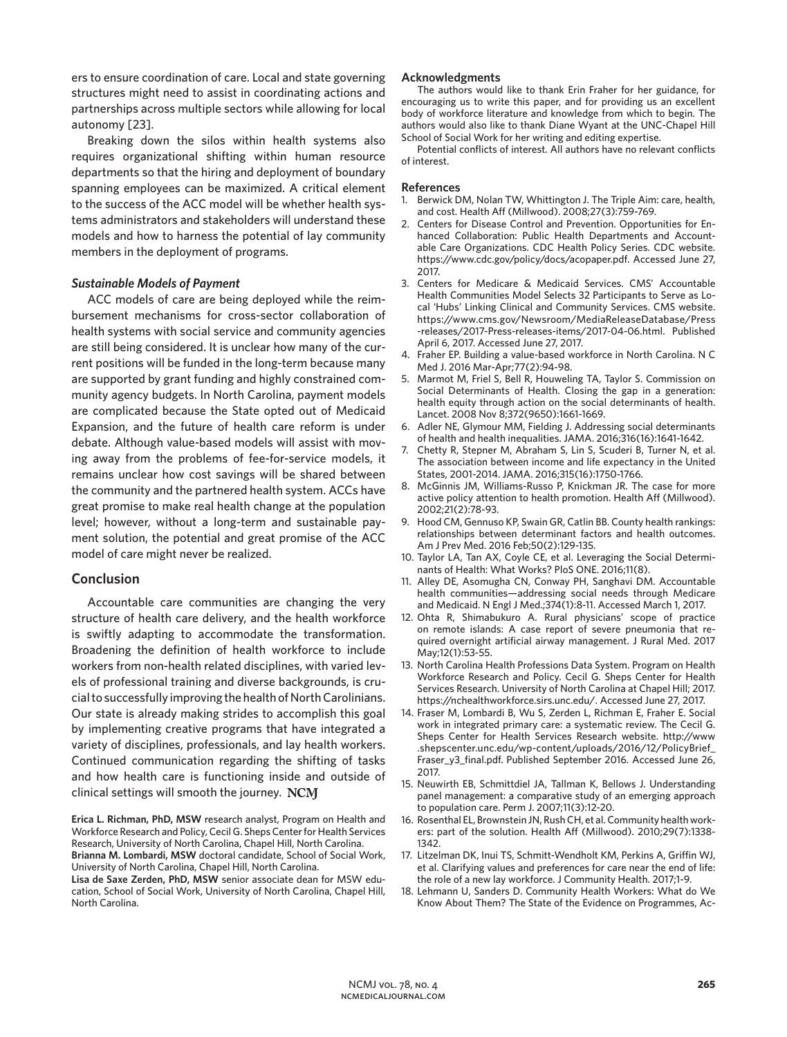ers to ensure coordination of care. Local and state governing structures might need to assist in coordinating actions and partnerships across multiple sectors while allowing for local autonomy [23].

Breaking down the silos within health systems also requires organizational shifting within human resource departments so that the hiring and deployment of boundary spanning employees can be maximized. A critical element to the success of the ACC model will be whether health systems administrators and stakeholders will understand these models and how to harness the potential of lay community members in the deployment of programs.

### *Sustainable Models of Payment*

ACC models of care are being deployed while the reimbursement mechanisms for cross-sector collaboration of health systems with social service and community agencies are still being considered. It is unclear how many of the current positions will be funded in the long-term because many are supported by grant funding and highly constrained community agency budgets. In North Carolina, payment models are complicated because the State opted out of Medicaid Expansion, and the future of health care reform is under debate. Although value-based models will assist with moving away from the problems of fee-for-service models, it remains unclear how cost savings will be shared between the community and the partnered health system. ACCs have great promise to make real health change at the population level; however, without a long-term and sustainable payment solution, the potential and great promise of the ACC model of care might never be realized.

## Conclusion

Accountable care communities are changing the very structure of health care delivery, and the health workforce is swiftly adapting to accommodate the transformation. Broadening the definition of health workforce to include workers from non-health related disciplines, with varied levels of professional training and diverse backgrounds, is crucial to successfully improving the health of North Carolinians. Our state is already making strides to accomplish this goal by implementing creative programs that have integrated a variety of disciplines, professionals, and lay health workers. Continued communication regarding the shifting of tasks and how health care is functioning inside and outside of clinical settings will smooth the journey. NCMJ

**Erica L. Richman, PhD, MSW** research analyst, Program on Health and Workforce Research and Policy, Cecil G. Sheps Center for Health Services Research, University of North Carolina, Chapel Hill, North Carolina.
**Brianna M. Lombardi, MSW** doctoral candidate, School of Social Work, University of North Carolina, Chapel Hill, North Carolina.
**Lisa de Saxe Zerden, PhD, MSW** senior associate dean for MSW education, School of Social Work, University of North Carolina, Chapel Hill, North Carolina.

### Acknowledgments

The authors would like to thank Erin Fraher for her guidance, for encouraging us to write this paper, and for providing us an excellent body of workforce literature and knowledge from which to begin. The authors would also like to thank Diane Wyant at the UNC-Chapel Hill School of Social Work for her writing and editing expertise.

Potential conflicts of interest. All authors have no relevant conflicts of interest.

### References

1. Berwick DM, Nolan TW, Whittington J. The Triple Aim: care, health, and cost. Health Aff (Millwood). 2008;27(3):759-769.
2. Centers for Disease Control and Prevention. Opportunities for Enhanced Collaboration: Public Health Departments and Accountable Care Organizations. CDC Health Policy Series. CDC website. https://www.cdc.gov/policy/docs/acopaper.pdf. Accessed June 27, 2017.
3. Centers for Medicare & Medicaid Services. CMS' Accountable Health Communities Model Selects 32 Participants to Serve as Local 'Hubs' Linking Clinical and Community Services. CMS website. https://www.cms.gov/Newsroom/MediaReleaseDatabase/Press-releases/2017-Press-releases-items/2017-04-06.html. Published April 6, 2017. Accessed June 27, 2017.
4. Fraher EP. Building a value-based workforce in North Carolina. N C Med J. 2016 Mar-Apr;77(2):94-98.
5. Marmot M, Friel S, Bell R, Houweling TA, Taylor S. Commission on Social Determinants of Health. Closing the gap in a generation: health equity through action on the social determinants of health. Lancet. 2008 Nov 8;372(9650):1661-1669.
6. Adler NE, Glymour MM, Fielding J. Addressing social determinants of health and health inequalities. JAMA. 2016;316(16):1641-1642.
7. Chetty R, Stepner M, Abraham S, Lin S, Scuderi B, Turner N, et al. The association between income and life expectancy in the United States, 2001-2014. JAMA. 2016;315(16):1750-1766.
8. McGinnis JM, Williams-Russo P, Knickman JR. The case for more active policy attention to health promotion. Health Aff (Millwood). 2002;21(2):78-93.
9. Hood CM, Gennuso KP, Swain GR, Catlin BB. County health rankings: relationships between determinant factors and health outcomes. Am J Prev Med. 2016 Feb;50(2):129-135.
10. Taylor LA, Tan AX, Coyle CE, et al. Leveraging the Social Determinants of Health: What Works? PloS ONE. 2016;11(8).
11. Alley DE, Asomugha CN, Conway PH, Sanghavi DM. Accountable health communities—addressing social needs through Medicare and Medicaid. N Engl J Med.;374(1):8-11. Accessed March 1, 2017.
12. Ohta R, Shimabukuro A. Rural physicians' scope of practice on remote islands: A case report of severe pneumonia that required overnight artificial airway management. J Rural Med. 2017 May;12(1):53-55.
13. North Carolina Health Professions Data System. Program on Health Workforce Research and Policy. Cecil G. Sheps Center for Health Services Research. University of North Carolina at Chapel Hill; 2017. https://nchealthworkforce.sirs.unc.edu/. Accessed June 27, 2017.
14. Fraser M, Lombardi B, Wu S, Zerden L, Richman E, Fraher E. Social work in integrated primary care: a systematic review. The Cecil G. Sheps Center for Health Services Research website. http://www.shepscenter.unc.edu/wp-content/uploads/2016/12/PolicyBrief_Fraser_y3_final.pdf. Published September 2016. Accessed June 26, 2017.
15. Neuwirth EB, Schmittdiel JA, Tallman K, Bellows J. Understanding panel management: a comparative study of an emerging approach to population care. Perm J. 2007;11(3):12-20.
16. Rosenthal EL, Brownstein JN, Rush CH, et al. Community health workers: part of the solution. Health Aff (Millwood). 2010;29(7):1338-1342.
17. Litzelman DK, Inui TS, Schmitt-Wendholt KM, Perkins A, Griffin WJ, et al. Clarifying values and preferences for care near the end of life: the role of a new lay workforce. J Community Health. 2017;1-9.
18. Lehmann U, Sanders D. Community Health Workers: What do We Know About Them? The State of the Evidence on Programmes, Ac-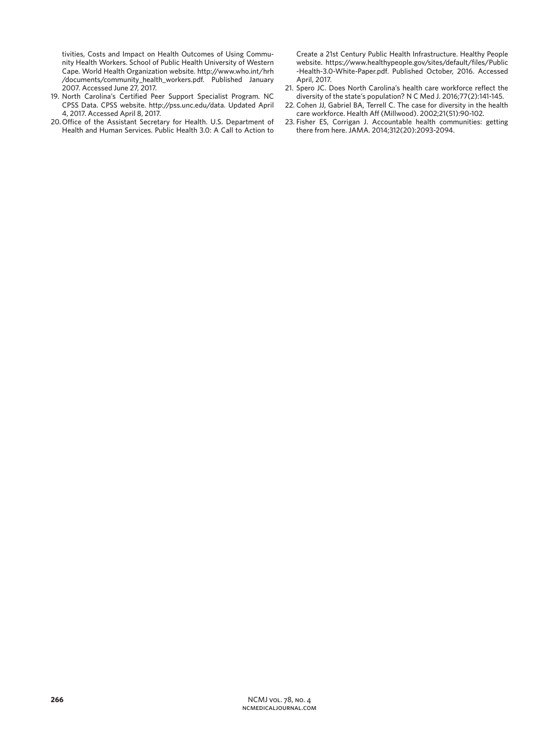tivities, Costs and Impact on Health Outcomes of Using Community Health Workers. School of Public Health University of Western Cape. World Health Organization website. http://www.who.int/hrh/documents/community_health_workers.pdf. Published January 2007. Accessed June 27, 2017.

19. North Carolina's Certified Peer Support Specialist Program. NC CPSS Data. CPSS website. http://pss.unc.edu/data. Updated April 4, 2017. Accessed April 8, 2017.
20. Office of the Assistant Secretary for Health. U.S. Department of Health and Human Services. Public Health 3.0: A Call to Action to Create a 21st Century Public Health Infrastructure. Healthy People website. https://www.healthypeople.gov/sites/default/files/Public-Health-3.0-White-Paper.pdf. Published October, 2016. Accessed April, 2017.
21. Spero JC. Does North Carolina's health care workforce reflect the diversity of the state's population? N C Med J. 2016;77(2):141-145.
22. Cohen JJ, Gabriel BA, Terrell C. The case for diversity in the health care workforce. Health Aff (Millwood). 2002;21(51):90-102.
23. Fisher ES, Corrigan J. Accountable health communities: getting there from here. JAMA. 2014;312(20):2093-2094.